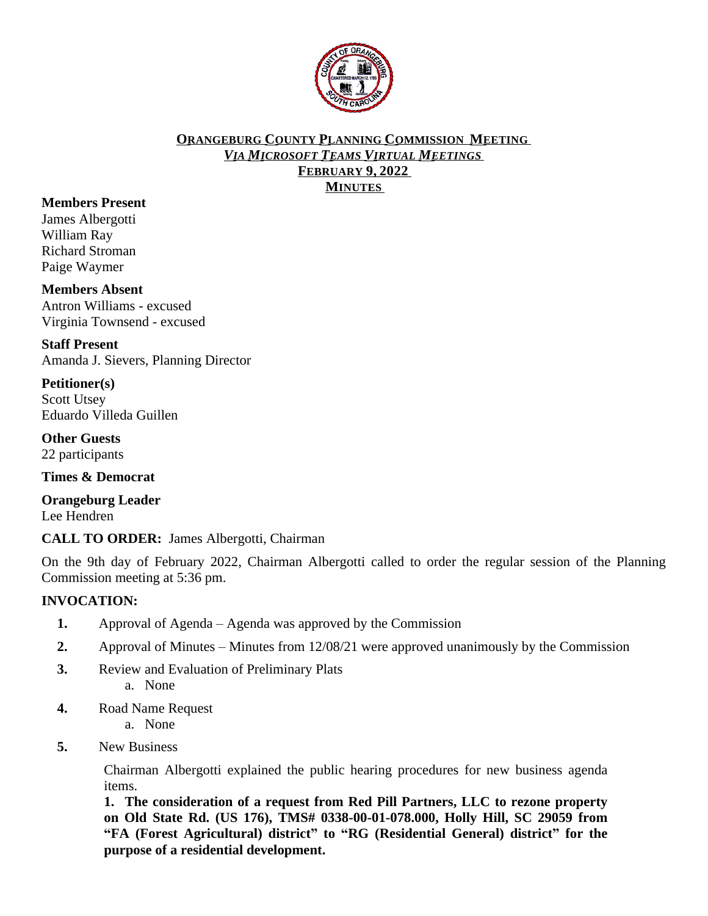# ORANGEBURG COUNTY PLANNING COMMISSION MEETING
## *VIA MICROSOFT TEAMS VIRTUAL MEETINGS*
## FEBRUARY 9, 2022
## MINUTES

**Members Present**
James Albergotti
William Ray
Richard Stroman
Paige Waymer

**Members Absent**
Antron Williams - excused
Virginia Townsend - excused

**Staff Present**
Amanda J. Sievers, Planning Director

**Petitioner(s)**
Scott Utsey
Eduardo Villeda Guillen

**Other Guests**
22 participants

**Times & Democrat**

**Orangeburg Leader**
Lee Hendren

**CALL TO ORDER:** James Albergotti, Chairman

On the 9th day of February 2022, Chairman Albergotti called to order the regular session of the Planning Commission meeting at 5:36 pm.

**INVOCATION:**

1. Approval of Agenda – Agenda was approved by the Commission
2. Approval of Minutes – Minutes from 12/08/21 were approved unanimously by the Commission
3. Review and Evaluation of Preliminary Plats
   a. None
4. Road Name Request
   a. None
5. New Business

   Chairman Albergotti explained the public hearing procedures for new business agenda items.

   **1. The consideration of a request from Red Pill Partners, LLC to rezone property on Old State Rd. (US 176), TMS# 0338-00-01-078.000, Holly Hill, SC 29059 from "FA (Forest Agricultural) district" to "RG (Residential General) district" for the purpose of a residential development.**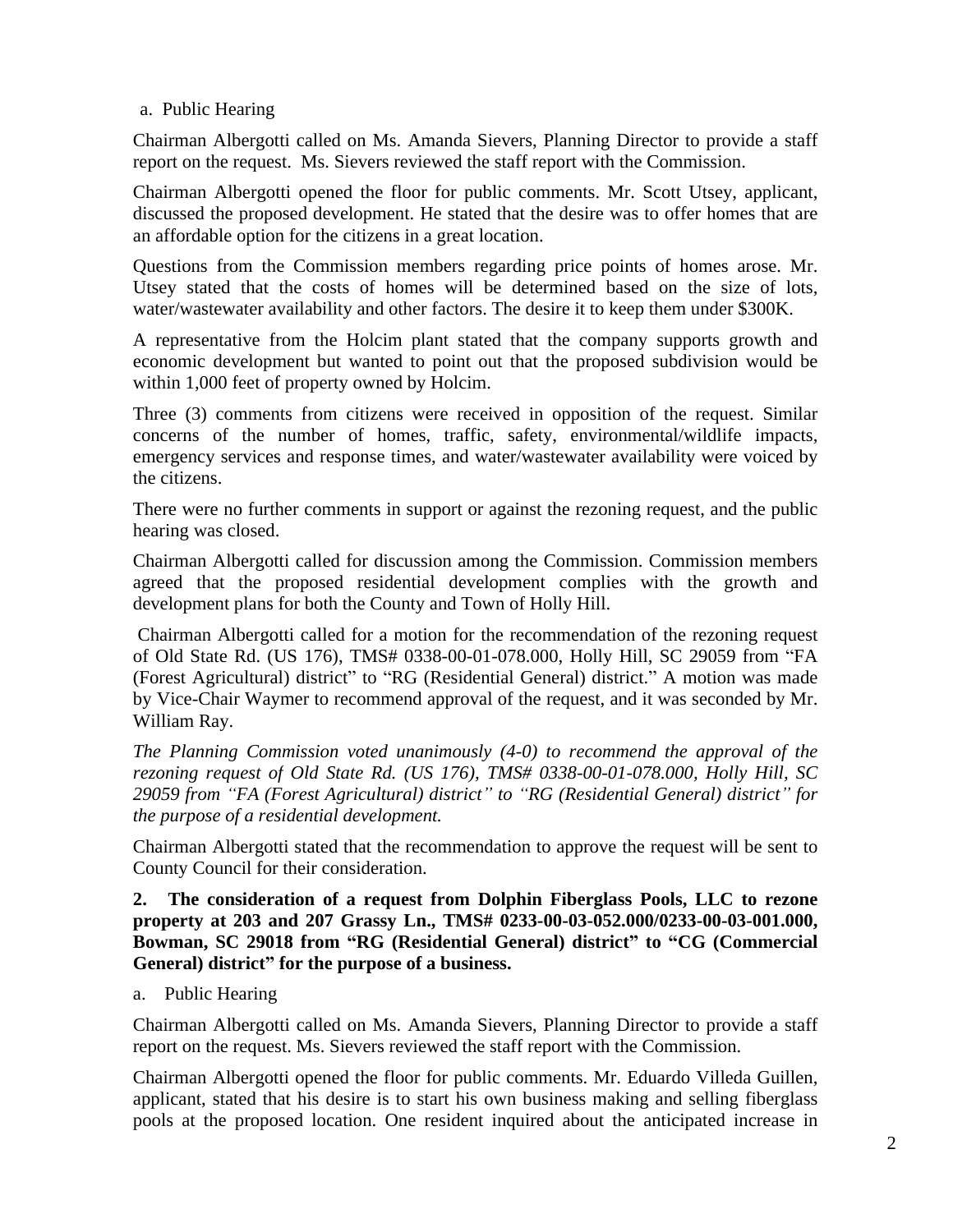a. Public Hearing

Chairman Albergotti called on Ms. Amanda Sievers, Planning Director to provide a staff report on the request. Ms. Sievers reviewed the staff report with the Commission.

Chairman Albergotti opened the floor for public comments. Mr. Scott Utsey, applicant, discussed the proposed development. He stated that the desire was to offer homes that are an affordable option for the citizens in a great location.

Questions from the Commission members regarding price points of homes arose. Mr. Utsey stated that the costs of homes will be determined based on the size of lots, water/wastewater availability and other factors. The desire it to keep them under $300K.

A representative from the Holcim plant stated that the company supports growth and economic development but wanted to point out that the proposed subdivision would be within 1,000 feet of property owned by Holcim.

Three (3) comments from citizens were received in opposition of the request. Similar concerns of the number of homes, traffic, safety, environmental/wildlife impacts, emergency services and response times, and water/wastewater availability were voiced by the citizens.

There were no further comments in support or against the rezoning request, and the public hearing was closed.

Chairman Albergotti called for discussion among the Commission. Commission members agreed that the proposed residential development complies with the growth and development plans for both the County and Town of Holly Hill.

Chairman Albergotti called for a motion for the recommendation of the rezoning request of Old State Rd. (US 176), TMS# 0338-00-01-078.000, Holly Hill, SC 29059 from "FA (Forest Agricultural) district" to "RG (Residential General) district." A motion was made by Vice-Chair Waymer to recommend approval of the request, and it was seconded by Mr. William Ray.

*The Planning Commission voted unanimously (4-0) to recommend the approval of the rezoning request of Old State Rd. (US 176), TMS# 0338-00-01-078.000, Holly Hill, SC 29059 from "FA (Forest Agricultural) district" to "RG (Residential General) district" for the purpose of a residential development.*

Chairman Albergotti stated that the recommendation to approve the request will be sent to County Council for their consideration.

**2. The consideration of a request from Dolphin Fiberglass Pools, LLC to rezone property at 203 and 207 Grassy Ln., TMS# 0233-00-03-052.000/0233-00-03-001.000, Bowman, SC 29018 from "RG (Residential General) district" to "CG (Commercial General) district" for the purpose of a business.**

a. Public Hearing

Chairman Albergotti called on Ms. Amanda Sievers, Planning Director to provide a staff report on the request. Ms. Sievers reviewed the staff report with the Commission.

Chairman Albergotti opened the floor for public comments. Mr. Eduardo Villeda Guillen, applicant, stated that his desire is to start his own business making and selling fiberglass pools at the proposed location. One resident inquired about the anticipated increase in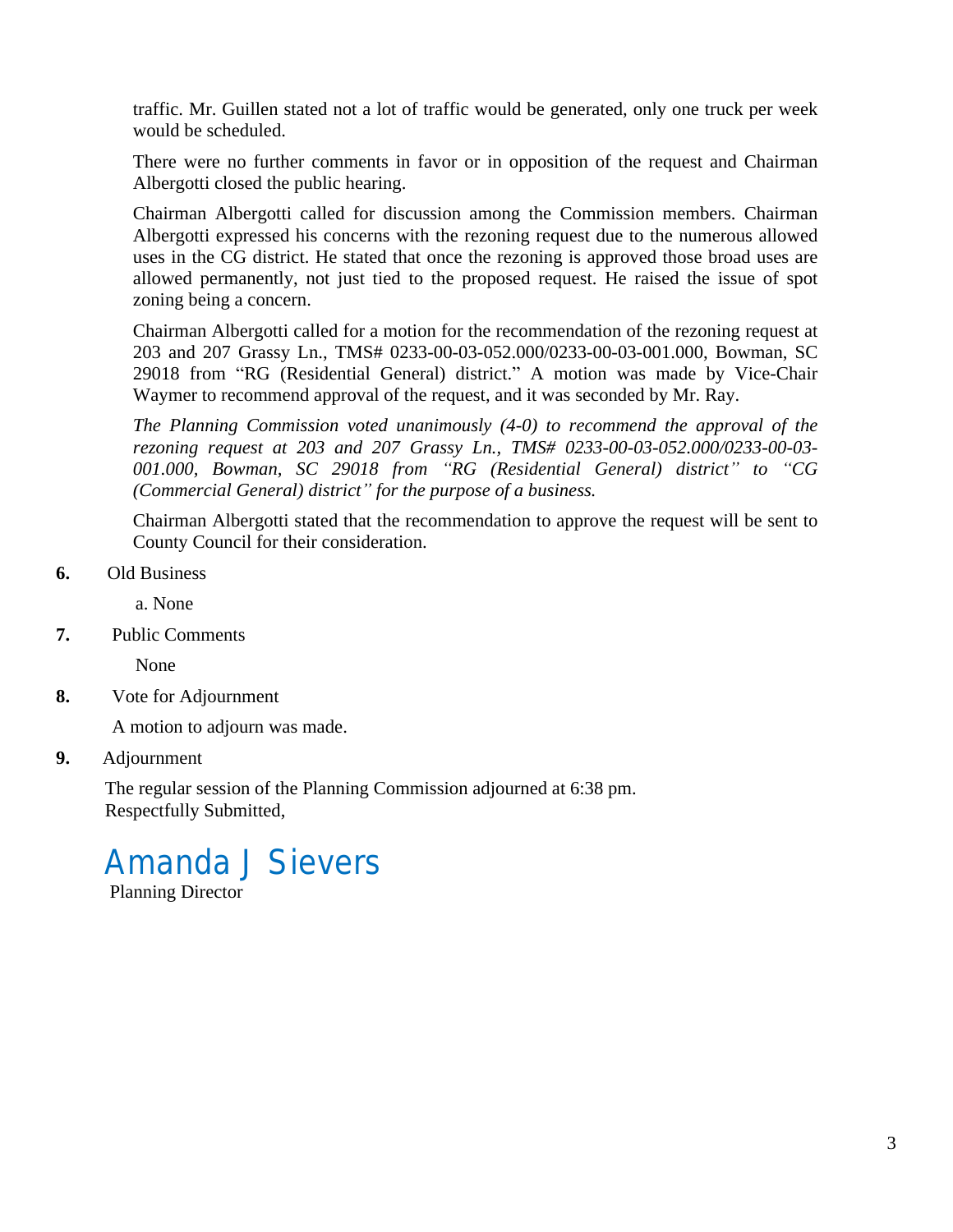traffic. Mr. Guillen stated not a lot of traffic would be generated, only one truck per week would be scheduled.

There were no further comments in favor or in opposition of the request and Chairman Albergotti closed the public hearing.

Chairman Albergotti called for discussion among the Commission members. Chairman Albergotti expressed his concerns with the rezoning request due to the numerous allowed uses in the CG district. He stated that once the rezoning is approved those broad uses are allowed permanently, not just tied to the proposed request. He raised the issue of spot zoning being a concern.

Chairman Albergotti called for a motion for the recommendation of the rezoning request at 203 and 207 Grassy Ln., TMS# 0233-00-03-052.000/0233-00-03-001.000, Bowman, SC 29018 from "RG (Residential General) district." A motion was made by Vice-Chair Waymer to recommend approval of the request, and it was seconded by Mr. Ray.

*The Planning Commission voted unanimously (4-0) to recommend the approval of the rezoning request at 203 and 207 Grassy Ln., TMS# 0233-00-03-052.000/0233-00-03-001.000, Bowman, SC 29018 from "RG (Residential General) district" to "CG (Commercial General) district" for the purpose of a business.*

Chairman Albergotti stated that the recommendation to approve the request will be sent to County Council for their consideration.

**6.** Old Business

a. None

**7.** Public Comments

None

**8.** Vote for Adjournment

A motion to adjourn was made.

**9.** Adjournment

The regular session of the Planning Commission adjourned at 6:38 pm.
Respectfully Submitted,

Amanda J Sievers
Planning Director